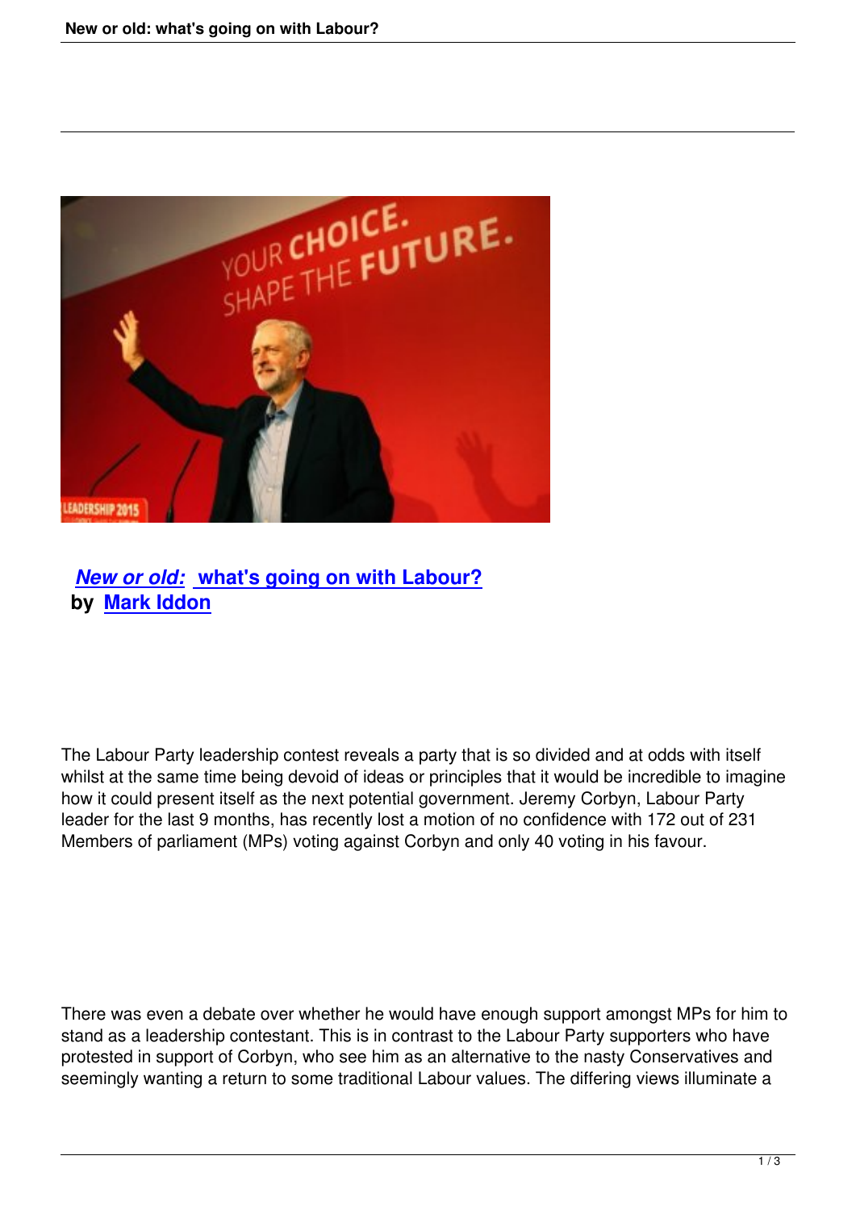## *New or old:* what's going on with Labour?

**by Mark Iddon**

The Labour Party leadership contest reveals a party that is so divided and at odds with itself whilst at the same time being devoid of ideas or principles that it would be incredible to imagine how it could present itself as the next potential government. Jeremy Corbyn, Labour Party leader for the last 9 months, has recently lost a motion of no confidence with 172 out of 231 Members of parliament (MPs) voting against Corbyn and only 40 voting in his favour.

There was even a debate over whether he would have enough support amongst MPs for him to stand as a leadership contestant. This is in contrast to the Labour Party supporters who have protested in support of Corbyn, who see him as an alternative to the nasty Conservatives and seemingly wanting a return to some traditional Labour values. The differing views illuminate a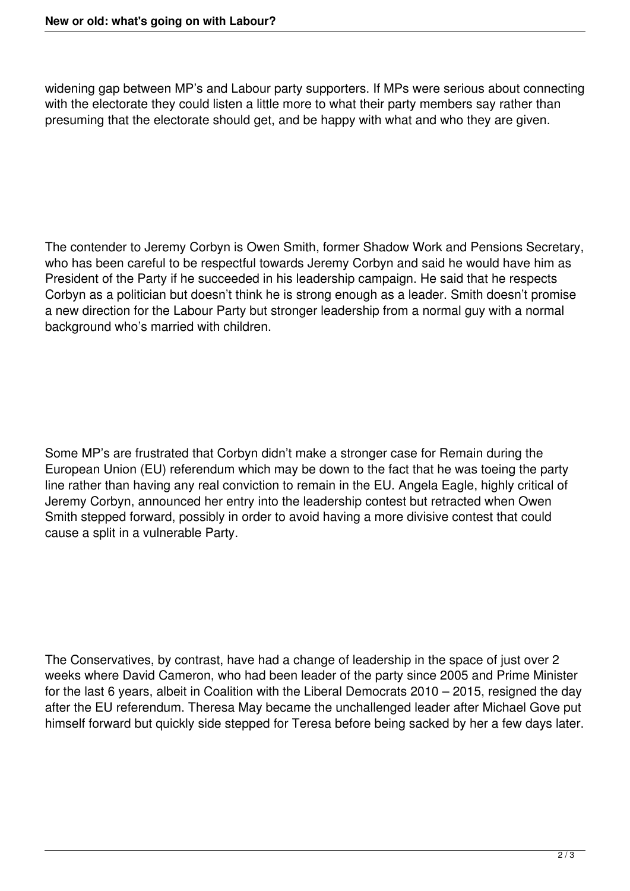widening gap between MP's and Labour party supporters. If MPs were serious about connecting with the electorate they could listen a little more to what their party members say rather than presuming that the electorate should get, and be happy with what and who they are given.

The contender to Jeremy Corbyn is Owen Smith, former Shadow Work and Pensions Secretary, who has been careful to be respectful towards Jeremy Corbyn and said he would have him as President of the Party if he succeeded in his leadership campaign. He said that he respects Corbyn as a politician but doesn't think he is strong enough as a leader. Smith doesn't promise a new direction for the Labour Party but stronger leadership from a normal guy with a normal background who's married with children.

Some MP's are frustrated that Corbyn didn't make a stronger case for Remain during the European Union (EU) referendum which may be down to the fact that he was toeing the party line rather than having any real conviction to remain in the EU. Angela Eagle, highly critical of Jeremy Corbyn, announced her entry into the leadership contest but retracted when Owen Smith stepped forward, possibly in order to avoid having a more divisive contest that could cause a split in a vulnerable Party.

The Conservatives, by contrast, have had a change of leadership in the space of just over 2 weeks where David Cameron, who had been leader of the party since 2005 and Prime Minister for the last 6 years, albeit in Coalition with the Liberal Democrats 2010 – 2015, resigned the day after the EU referendum. Theresa May became the unchallenged leader after Michael Gove put himself forward but quickly side stepped for Teresa before being sacked by her a few days later.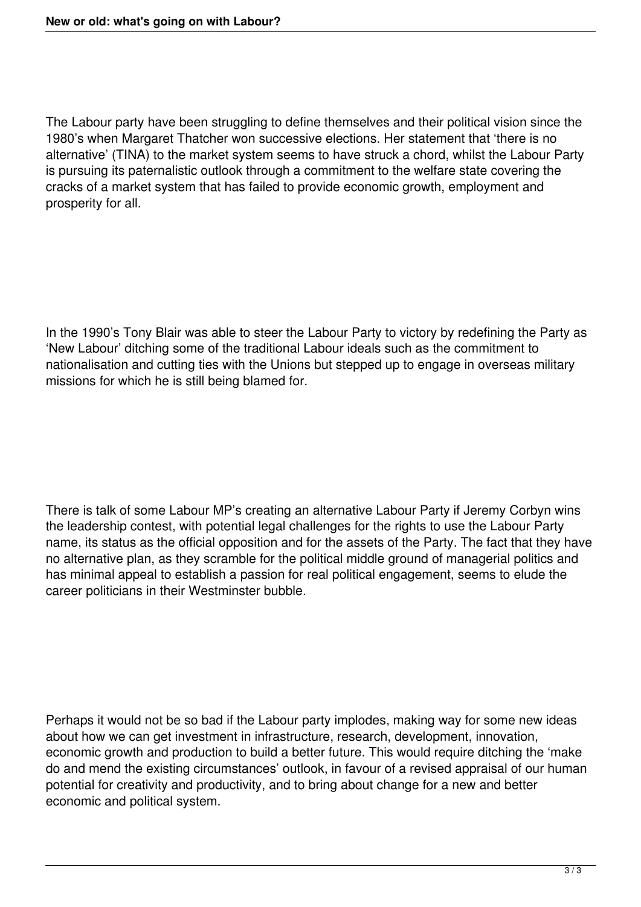The Labour party have been struggling to define themselves and their political vision since the 1980's when Margaret Thatcher won successive elections. Her statement that 'there is no alternative' (TINA) to the market system seems to have struck a chord, whilst the Labour Party is pursuing its paternalistic outlook through a commitment to the welfare state covering the cracks of a market system that has failed to provide economic growth, employment and prosperity for all.

In the 1990's Tony Blair was able to steer the Labour Party to victory by redefining the Party as 'New Labour' ditching some of the traditional Labour ideals such as the commitment to nationalisation and cutting ties with the Unions but stepped up to engage in overseas military missions for which he is still being blamed for.

There is talk of some Labour MP's creating an alternative Labour Party if Jeremy Corbyn wins the leadership contest, with potential legal challenges for the rights to use the Labour Party name, its status as the official opposition and for the assets of the Party. The fact that they have no alternative plan, as they scramble for the political middle ground of managerial politics and has minimal appeal to establish a passion for real political engagement, seems to elude the career politicians in their Westminster bubble.

Perhaps it would not be so bad if the Labour party implodes, making way for some new ideas about how we can get investment in infrastructure, research, development, innovation, economic growth and production to build a better future. This would require ditching the 'make do and mend the existing circumstances' outlook, in favour of a revised appraisal of our human potential for creativity and productivity, and to bring about change for a new and better economic and political system.